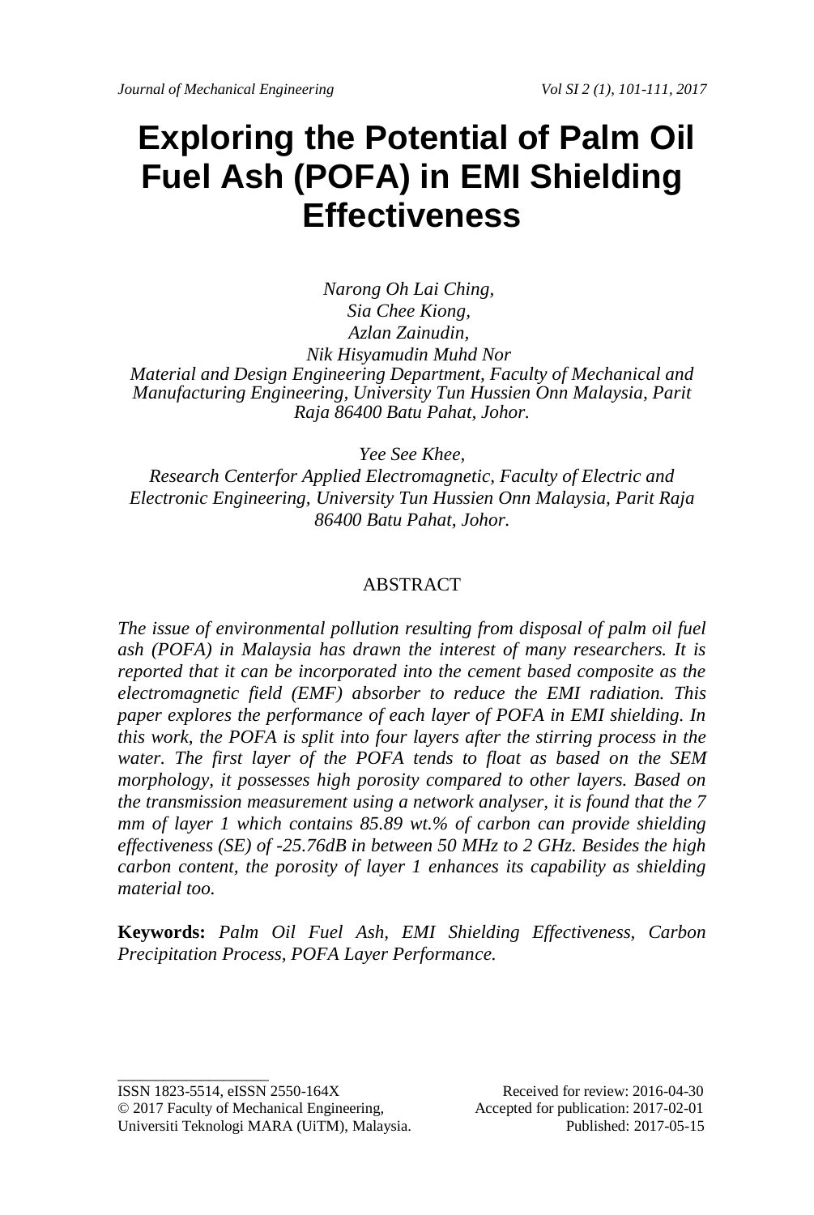# Exploring the Potential of Palm Oil Fuel Ash (POFA) in EMI Shielding Effectiveness

*Narong Oh Lai Ching,*
*Sia Chee Kiong,*
*Azlan Zainudin,*
*Nik Hisyamudin Muhd Nor*
*Material and Design Engineering Department, Faculty of Mechanical and Manufacturing Engineering, University Tun Hussien Onn Malaysia, Parit Raja 86400 Batu Pahat, Johor.*

*Yee See Khee,*
*Research Centerfor Applied Electromagnetic, Faculty of Electric and Electronic Engineering, University Tun Hussien Onn Malaysia, Parit Raja 86400 Batu Pahat, Johor.*

## ABSTRACT

*The issue of environmental pollution resulting from disposal of palm oil fuel ash (POFA) in Malaysia has drawn the interest of many researchers. It is reported that it can be incorporated into the cement based composite as the electromagnetic field (EMF) absorber to reduce the EMI radiation. This paper explores the performance of each layer of POFA in EMI shielding. In this work, the POFA is split into four layers after the stirring process in the water. The first layer of the POFA tends to float as based on the SEM morphology, it possesses high porosity compared to other layers. Based on the transmission measurement using a network analyser, it is found that the 7 mm of layer 1 which contains 85.89 wt.% of carbon can provide shielding effectiveness (SE) of -25.76dB in between 50 MHz to 2 GHz. Besides the high carbon content, the porosity of layer 1 enhances its capability as shielding material too.*

**Keywords:** *Palm Oil Fuel Ash, EMI Shielding Effectiveness, Carbon Precipitation Process, POFA Layer Performance.*

ISSN 1823-5514, eISSN 2550-164X
© 2017 Faculty of Mechanical Engineering, Universiti Teknologi MARA (UiTM), Malaysia.

Received for review: 2016-04-30
Accepted for publication: 2017-02-01
Published: 2017-05-15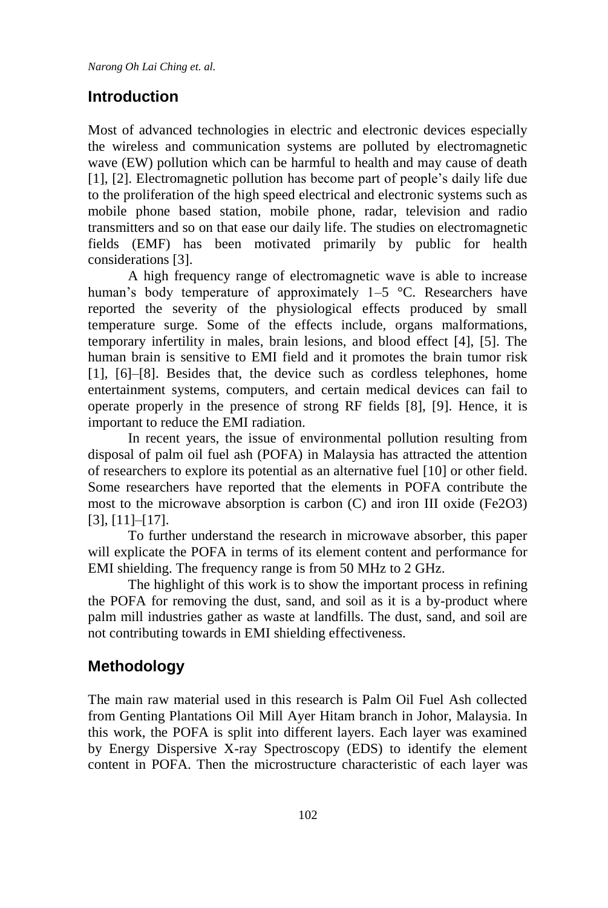## Introduction

Most of advanced technologies in electric and electronic devices especially the wireless and communication systems are polluted by electromagnetic wave (EW) pollution which can be harmful to health and may cause of death [1], [2]. Electromagnetic pollution has become part of people's daily life due to the proliferation of the high speed electrical and electronic systems such as mobile phone based station, mobile phone, radar, television and radio transmitters and so on that ease our daily life. The studies on electromagnetic fields (EMF) has been motivated primarily by public for health considerations [3].

A high frequency range of electromagnetic wave is able to increase human's body temperature of approximately 1–5 °C. Researchers have reported the severity of the physiological effects produced by small temperature surge. Some of the effects include, organs malformations, temporary infertility in males, brain lesions, and blood effect [4], [5]. The human brain is sensitive to EMI field and it promotes the brain tumor risk [1], [6]–[8]. Besides that, the device such as cordless telephones, home entertainment systems, computers, and certain medical devices can fail to operate properly in the presence of strong RF fields [8], [9]. Hence, it is important to reduce the EMI radiation.

In recent years, the issue of environmental pollution resulting from disposal of palm oil fuel ash (POFA) in Malaysia has attracted the attention of researchers to explore its potential as an alternative fuel [10] or other field. Some researchers have reported that the elements in POFA contribute the most to the microwave absorption is carbon (C) and iron III oxide ($Fe_2O_3$) [3], [11]–[17].

To further understand the research in microwave absorber, this paper will explicate the POFA in terms of its element content and performance for EMI shielding. The frequency range is from 50 MHz to 2 GHz.

The highlight of this work is to show the important process in refining the POFA for removing the dust, sand, and soil as it is a by-product where palm mill industries gather as waste at landfills. The dust, sand, and soil are not contributing towards in EMI shielding effectiveness.

## Methodology

The main raw material used in this research is Palm Oil Fuel Ash collected from Genting Plantations Oil Mill Ayer Hitam branch in Johor, Malaysia. In this work, the POFA is split into different layers. Each layer was examined by Energy Dispersive X-ray Spectroscopy (EDS) to identify the element content in POFA. Then the microstructure characteristic of each layer was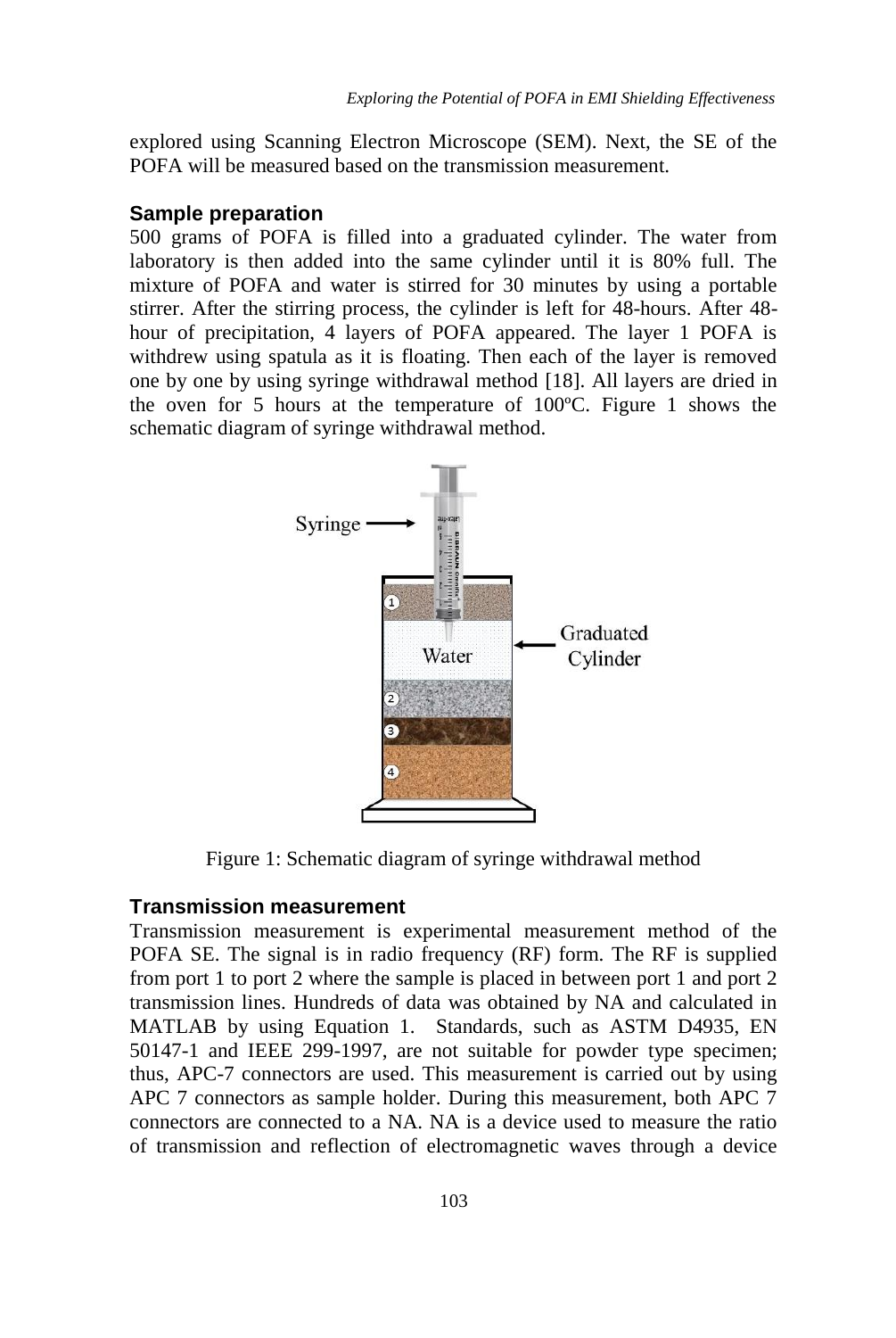explored using Scanning Electron Microscope (SEM). Next, the SE of the POFA will be measured based on the transmission measurement.

### Sample preparation

500 grams of POFA is filled into a graduated cylinder. The water from laboratory is then added into the same cylinder until it is 80% full. The mixture of POFA and water is stirred for 30 minutes by using a portable stirrer. After the stirring process, the cylinder is left for 48-hours. After 48-hour of precipitation, 4 layers of POFA appeared. The layer 1 POFA is withdrew using spatula as it is floating. Then each of the layer is removed one by one by using syringe withdrawal method [18]. All layers are dried in the oven for 5 hours at the temperature of 100ºC. Figure 1 shows the schematic diagram of syringe withdrawal method.

Figure 1: Schematic diagram of syringe withdrawal method

### Transmission measurement

Transmission measurement is experimental measurement method of the POFA SE. The signal is in radio frequency (RF) form. The RF is supplied from port 1 to port 2 where the sample is placed in between port 1 and port 2 transmission lines. Hundreds of data was obtained by NA and calculated in MATLAB by using Equation 1. Standards, such as ASTM D4935, EN 50147-1 and IEEE 299-1997, are not suitable for powder type specimen; thus, APC-7 connectors are used. This measurement is carried out by using APC 7 connectors as sample holder. During this measurement, both APC 7 connectors are connected to a NA. NA is a device used to measure the ratio of transmission and reflection of electromagnetic waves through a device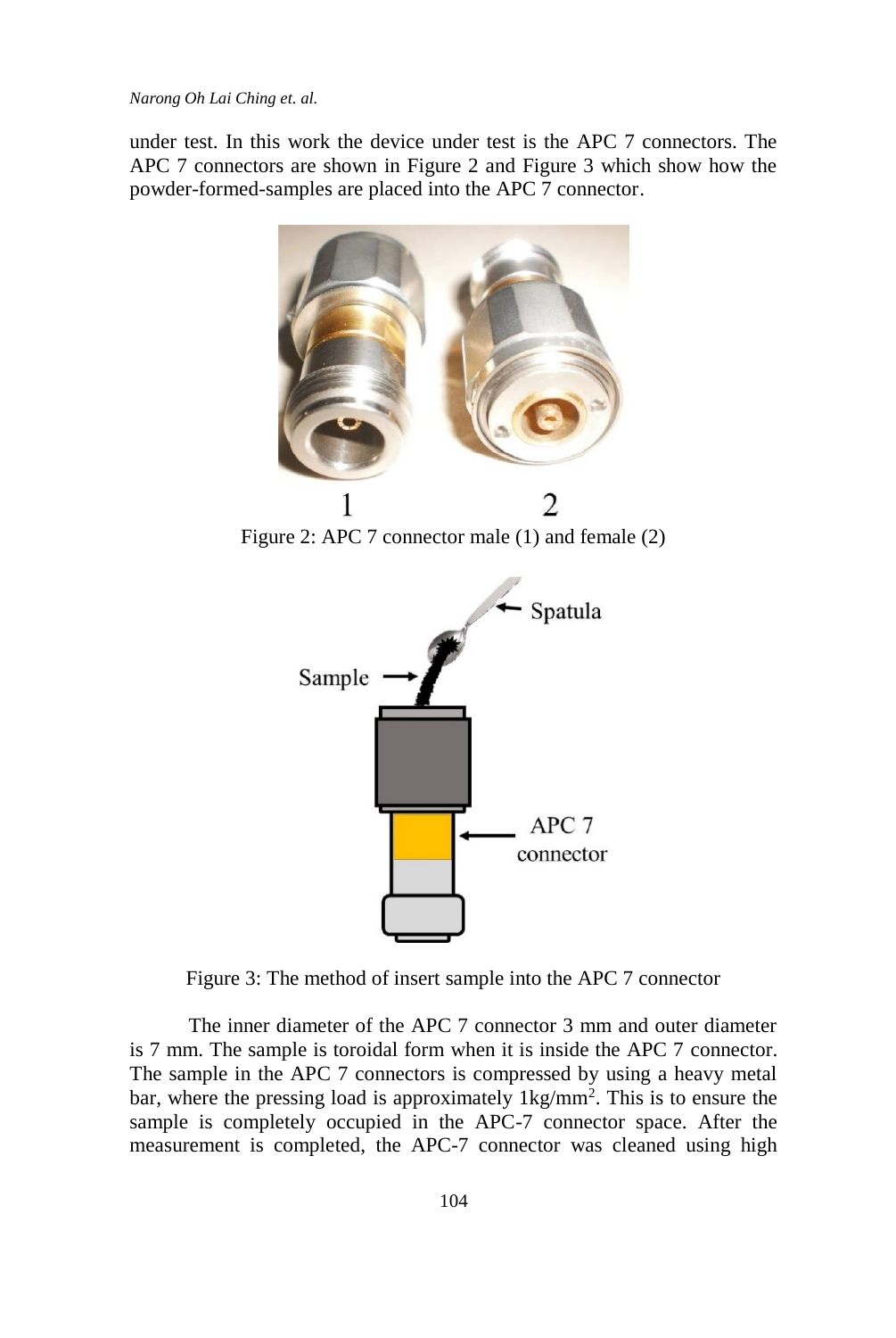under test. In this work the device under test is the APC 7 connectors. The APC 7 connectors are shown in Figure 2 and Figure 3 which show how the powder-formed-samples are placed into the APC 7 connector.

Figure 2: APC 7 connector male (1) and female (2)

Figure 3: The method of insert sample into the APC 7 connector

The inner diameter of the APC 7 connector 3 mm and outer diameter is 7 mm. The sample is toroidal form when it is inside the APC 7 connector. The sample in the APC 7 connectors is compressed by using a heavy metal bar, where the pressing load is approximately $1\text{kg/mm}^2$. This is to ensure the sample is completely occupied in the APC-7 connector space. After the measurement is completed, the APC-7 connector was cleaned using high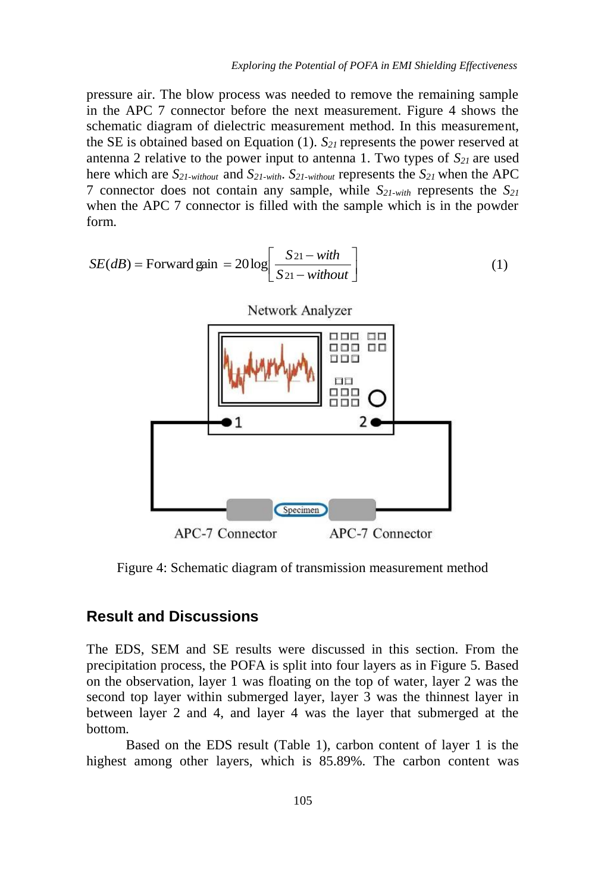pressure air. The blow process was needed to remove the remaining sample in the APC 7 connector before the next measurement. Figure 4 shows the schematic diagram of dielectric measurement method. In this measurement, the SE is obtained based on Equation (1). $S_{21}$ represents the power reserved at antenna 2 relative to the power input to antenna 1. Two types of $S_{21}$ are used here which are $S_{21\text{-}without}$ and $S_{21\text{-}with}$. $S_{21\text{-}without}$ represents the $S_{21}$ when the APC 7 connector does not contain any sample, while $S_{21\text{-}with}$ represents the $S_{21}$ when the APC 7 connector is filled with the sample which is in the powder form.

$$SE(dB) = \text{Forward gain} = 20\log\left[\frac{S_{21}-with}{S_{21}-without}\right] \tag{1}$$

Figure 4: Schematic diagram of transmission measurement method

## Result and Discussions

The EDS, SEM and SE results were discussed in this section. From the precipitation process, the POFA is split into four layers as in Figure 5. Based on the observation, layer 1 was floating on the top of water, layer 2 was the second top layer within submerged layer, layer 3 was the thinnest layer in between layer 2 and 4, and layer 4 was the layer that submerged at the bottom.

Based on the EDS result (Table 1), carbon content of layer 1 is the highest among other layers, which is 85.89%. The carbon content was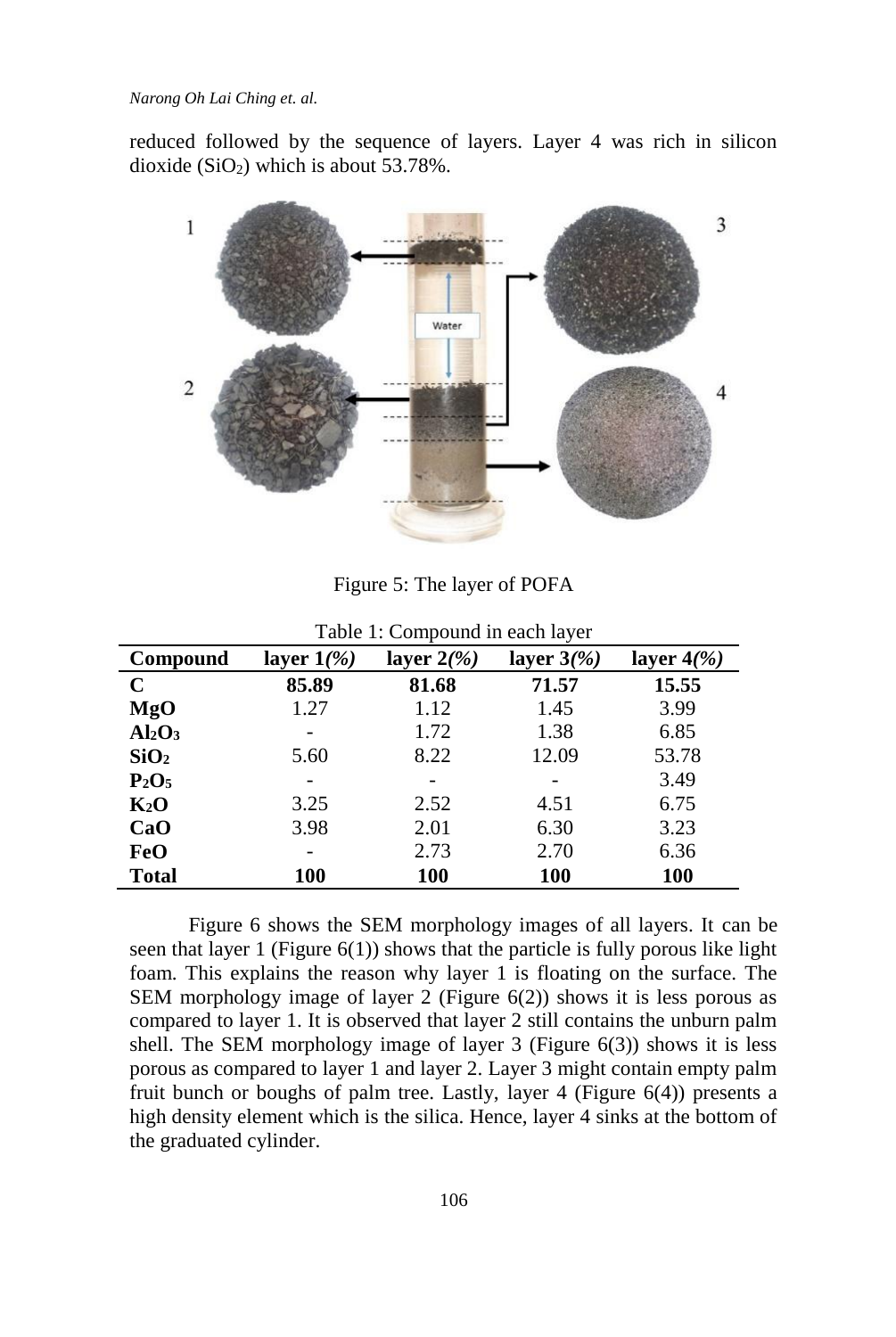reduced followed by the sequence of layers. Layer 4 was rich in silicon dioxide ($SiO_2$) which is about 53.78%.

Figure 5: The layer of POFA

Table 1: Compound in each layer

| Compound | layer 1*(%)* | layer 2*(%)* | layer 3*(%)* | layer 4*(%)* |
|---|---|---|---|---|
| **C** | **85.89** | **81.68** | **71.57** | **15.55** |
| **MgO** | 1.27 | 1.12 | 1.45 | 3.99 |
| **$Al_2O_3$** | - | 1.72 | 1.38 | 6.85 |
| **$SiO_2$** | 5.60 | 8.22 | 12.09 | 53.78 |
| **$P_2O_5$** | - | - | - | 3.49 |
| **$K_2O$** | 3.25 | 2.52 | 4.51 | 6.75 |
| **CaO** | 3.98 | 2.01 | 6.30 | 3.23 |
| **FeO** | - | 2.73 | 2.70 | 6.36 |
| **Total** | **100** | **100** | **100** | **100** |

Figure 6 shows the SEM morphology images of all layers. It can be seen that layer 1 (Figure 6(1)) shows that the particle is fully porous like light foam. This explains the reason why layer 1 is floating on the surface. The SEM morphology image of layer 2 (Figure 6(2)) shows it is less porous as compared to layer 1. It is observed that layer 2 still contains the unburn palm shell. The SEM morphology image of layer 3 (Figure 6(3)) shows it is less porous as compared to layer 1 and layer 2. Layer 3 might contain empty palm fruit bunch or boughs of palm tree. Lastly, layer 4 (Figure 6(4)) presents a high density element which is the silica. Hence, layer 4 sinks at the bottom of the graduated cylinder.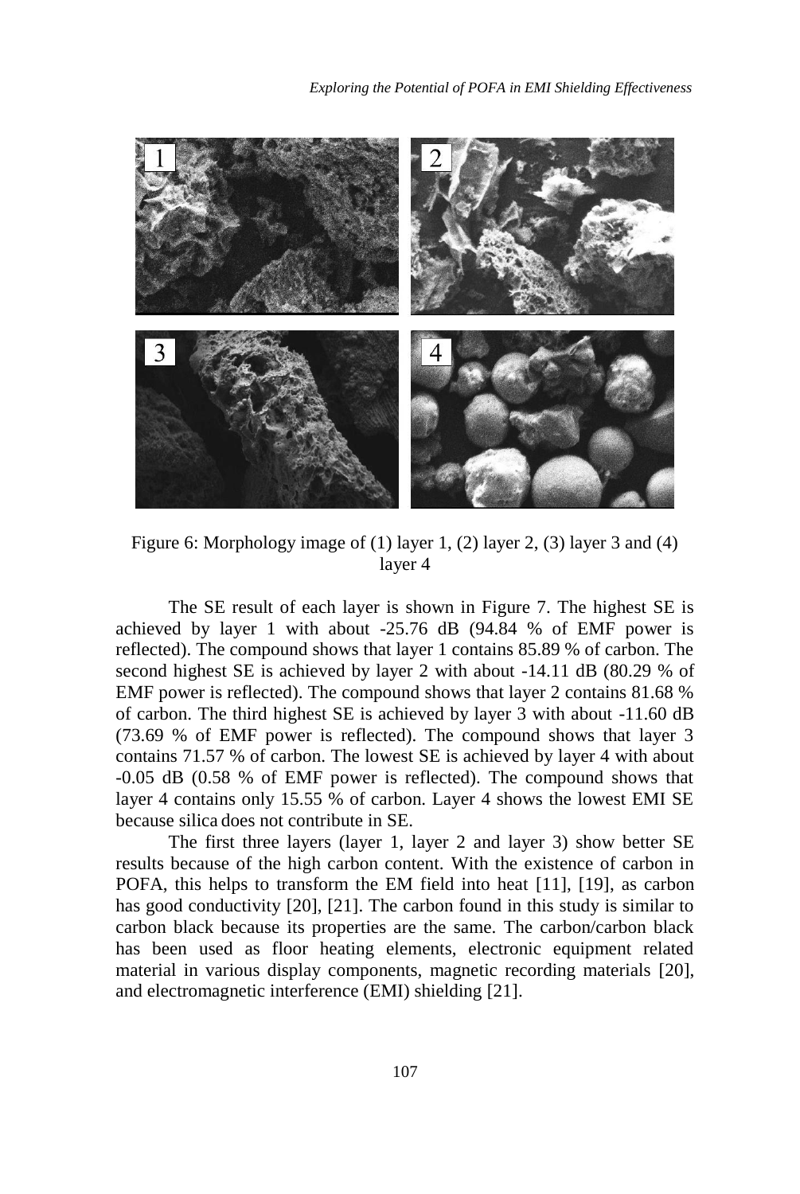Figure 6: Morphology image of (1) layer 1, (2) layer 2, (3) layer 3 and (4) layer 4

The SE result of each layer is shown in Figure 7. The highest SE is achieved by layer 1 with about -25.76 dB (94.84 % of EMF power is reflected). The compound shows that layer 1 contains 85.89 % of carbon. The second highest SE is achieved by layer 2 with about -14.11 dB (80.29 % of EMF power is reflected). The compound shows that layer 2 contains 81.68 % of carbon. The third highest SE is achieved by layer 3 with about -11.60 dB (73.69 % of EMF power is reflected). The compound shows that layer 3 contains 71.57 % of carbon. The lowest SE is achieved by layer 4 with about -0.05 dB (0.58 % of EMF power is reflected). The compound shows that layer 4 contains only 15.55 % of carbon. Layer 4 shows the lowest EMI SE because silica does not contribute in SE.

The first three layers (layer 1, layer 2 and layer 3) show better SE results because of the high carbon content. With the existence of carbon in POFA, this helps to transform the EM field into heat [11], [19], as carbon has good conductivity [20], [21]. The carbon found in this study is similar to carbon black because its properties are the same. The carbon/carbon black has been used as floor heating elements, electronic equipment related material in various display components, magnetic recording materials [20], and electromagnetic interference (EMI) shielding [21].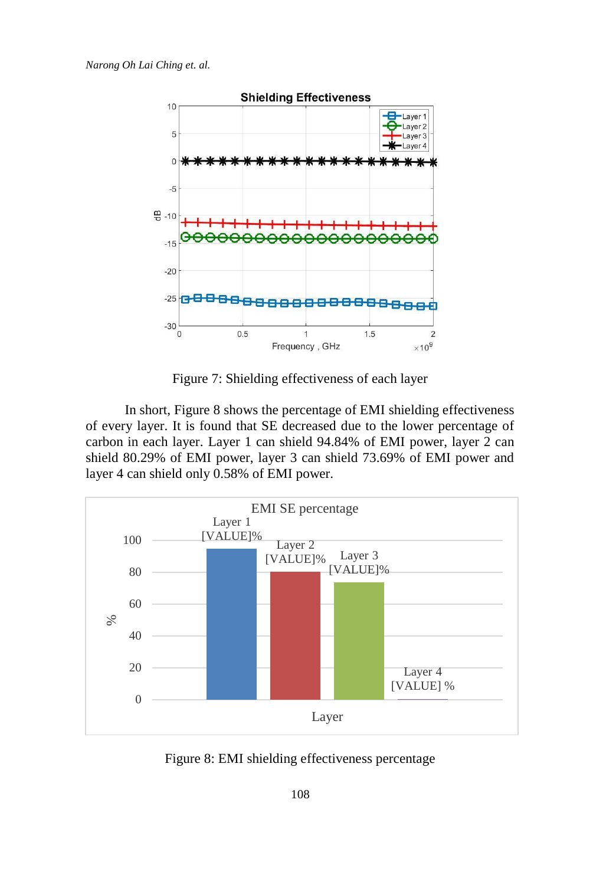Figure 7: Shielding effectiveness of each layer

In short, Figure 8 shows the percentage of EMI shielding effectiveness of every layer. It is found that SE decreased due to the lower percentage of carbon in each layer. Layer 1 can shield 94.84% of EMI power, layer 2 can shield 80.29% of EMI power, layer 3 can shield 73.69% of EMI power and layer 4 can shield only 0.58% of EMI power.

Figure 8: EMI shielding effectiveness percentage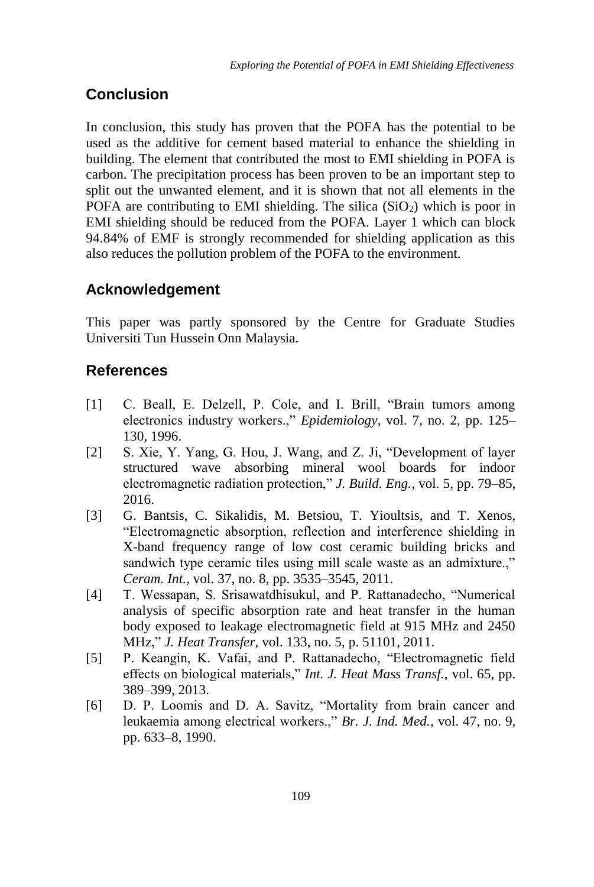## Conclusion

In conclusion, this study has proven that the POFA has the potential to be used as the additive for cement based material to enhance the shielding in building. The element that contributed the most to EMI shielding in POFA is carbon. The precipitation process has been proven to be an important step to split out the unwanted element, and it is shown that not all elements in the POFA are contributing to EMI shielding. The silica ($SiO_2$) which is poor in EMI shielding should be reduced from the POFA. Layer 1 which can block 94.84% of EMF is strongly recommended for shielding application as this also reduces the pollution problem of the POFA to the environment.

## Acknowledgement

This paper was partly sponsored by the Centre for Graduate Studies Universiti Tun Hussein Onn Malaysia.

## References

[1] C. Beall, E. Delzell, P. Cole, and I. Brill, "Brain tumors among electronics industry workers.," *Epidemiology*, vol. 7, no. 2, pp. 125–130, 1996.

[2] S. Xie, Y. Yang, G. Hou, J. Wang, and Z. Ji, "Development of layer structured wave absorbing mineral wool boards for indoor electromagnetic radiation protection," *J. Build. Eng.*, vol. 5, pp. 79–85, 2016.

[3] G. Bantsis, C. Sikalidis, M. Betsiou, T. Yioultsis, and T. Xenos, "Electromagnetic absorption, reflection and interference shielding in X-band frequency range of low cost ceramic building bricks and sandwich type ceramic tiles using mill scale waste as an admixture.," *Ceram. Int.*, vol. 37, no. 8, pp. 3535–3545, 2011.

[4] T. Wessapan, S. Srisawatdhisukul, and P. Rattanadecho, "Numerical analysis of specific absorption rate and heat transfer in the human body exposed to leakage electromagnetic field at 915 MHz and 2450 MHz," *J. Heat Transfer*, vol. 133, no. 5, p. 51101, 2011.

[5] P. Keangin, K. Vafai, and P. Rattanadecho, "Electromagnetic field effects on biological materials," *Int. J. Heat Mass Transf.*, vol. 65, pp. 389–399, 2013.

[6] D. P. Loomis and D. A. Savitz, "Mortality from brain cancer and leukaemia among electrical workers.," *Br. J. Ind. Med.*, vol. 47, no. 9, pp. 633–8, 1990.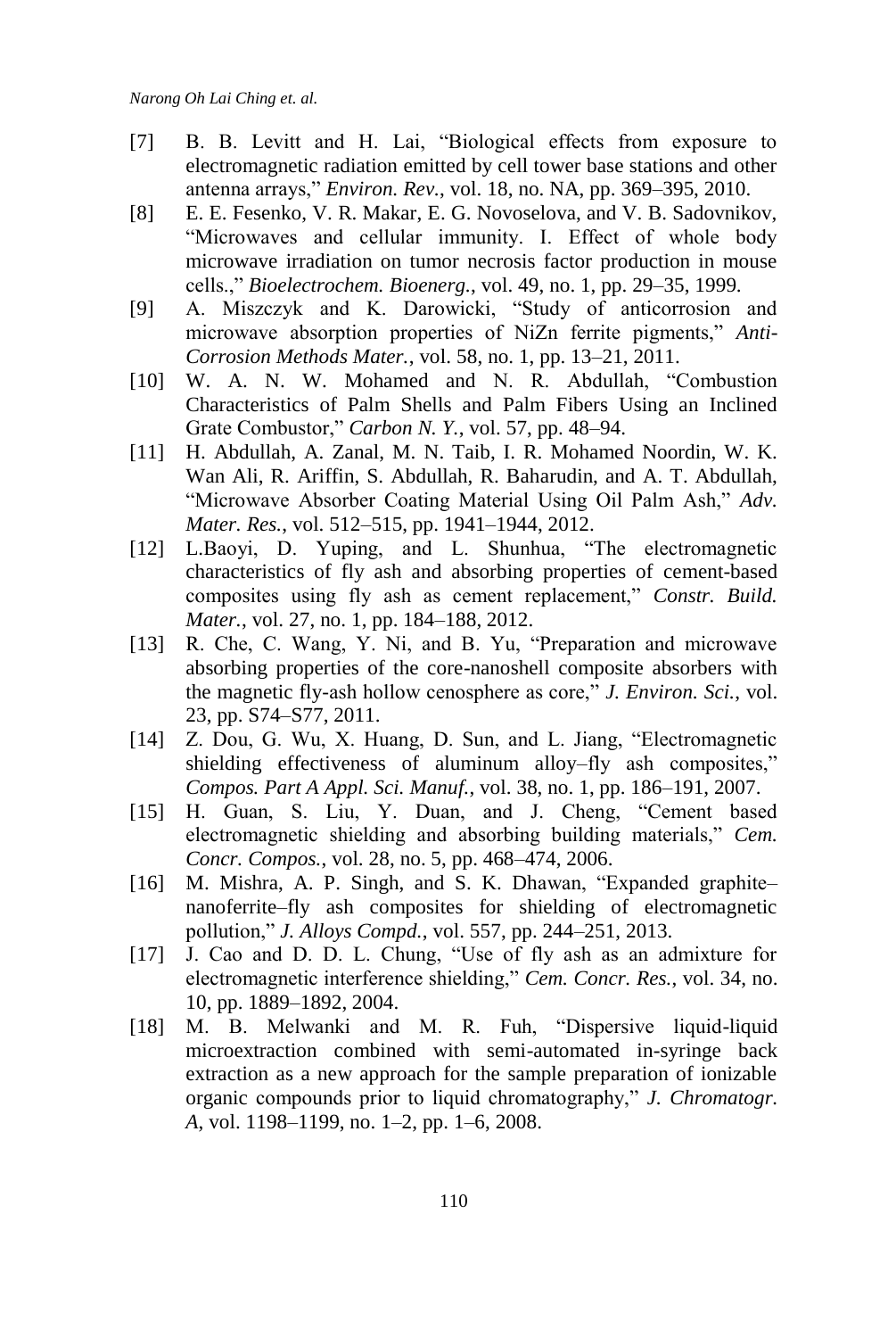[7] B. B. Levitt and H. Lai, "Biological effects from exposure to electromagnetic radiation emitted by cell tower base stations and other antenna arrays," *Environ. Rev.*, vol. 18, no. NA, pp. 369–395, 2010.

[8] E. E. Fesenko, V. R. Makar, E. G. Novoselova, and V. B. Sadovnikov, "Microwaves and cellular immunity. I. Effect of whole body microwave irradiation on tumor necrosis factor production in mouse cells.," *Bioelectrochem. Bioenerg.*, vol. 49, no. 1, pp. 29–35, 1999.

[9] A. Miszczyk and K. Darowicki, "Study of anticorrosion and microwave absorption properties of NiZn ferrite pigments," *Anti-Corrosion Methods Mater.*, vol. 58, no. 1, pp. 13–21, 2011.

[10] W. A. N. W. Mohamed and N. R. Abdullah, "Combustion Characteristics of Palm Shells and Palm Fibers Using an Inclined Grate Combustor," *Carbon N. Y.*, vol. 57, pp. 48–94.

[11] H. Abdullah, A. Zanal, M. N. Taib, I. R. Mohamed Noordin, W. K. Wan Ali, R. Ariffin, S. Abdullah, R. Baharudin, and A. T. Abdullah, "Microwave Absorber Coating Material Using Oil Palm Ash," *Adv. Mater. Res.*, vol. 512–515, pp. 1941–1944, 2012.

[12] L.Baoyi, D. Yuping, and L. Shunhua, "The electromagnetic characteristics of fly ash and absorbing properties of cement-based composites using fly ash as cement replacement," *Constr. Build. Mater.*, vol. 27, no. 1, pp. 184–188, 2012.

[13] R. Che, C. Wang, Y. Ni, and B. Yu, "Preparation and microwave absorbing properties of the core-nanoshell composite absorbers with the magnetic fly-ash hollow cenosphere as core," *J. Environ. Sci.*, vol. 23, pp. S74–S77, 2011.

[14] Z. Dou, G. Wu, X. Huang, D. Sun, and L. Jiang, "Electromagnetic shielding effectiveness of aluminum alloy–fly ash composites," *Compos. Part A Appl. Sci. Manuf.*, vol. 38, no. 1, pp. 186–191, 2007.

[15] H. Guan, S. Liu, Y. Duan, and J. Cheng, "Cement based electromagnetic shielding and absorbing building materials," *Cem. Concr. Compos.*, vol. 28, no. 5, pp. 468–474, 2006.

[16] M. Mishra, A. P. Singh, and S. K. Dhawan, "Expanded graphite–nanoferrite–fly ash composites for shielding of electromagnetic pollution," *J. Alloys Compd.*, vol. 557, pp. 244–251, 2013.

[17] J. Cao and D. D. L. Chung, "Use of fly ash as an admixture for electromagnetic interference shielding," *Cem. Concr. Res.*, vol. 34, no. 10, pp. 1889–1892, 2004.

[18] M. B. Melwanki and M. R. Fuh, "Dispersive liquid-liquid microextraction combined with semi-automated in-syringe back extraction as a new approach for the sample preparation of ionizable organic compounds prior to liquid chromatography," *J. Chromatogr. A*, vol. 1198–1199, no. 1–2, pp. 1–6, 2008.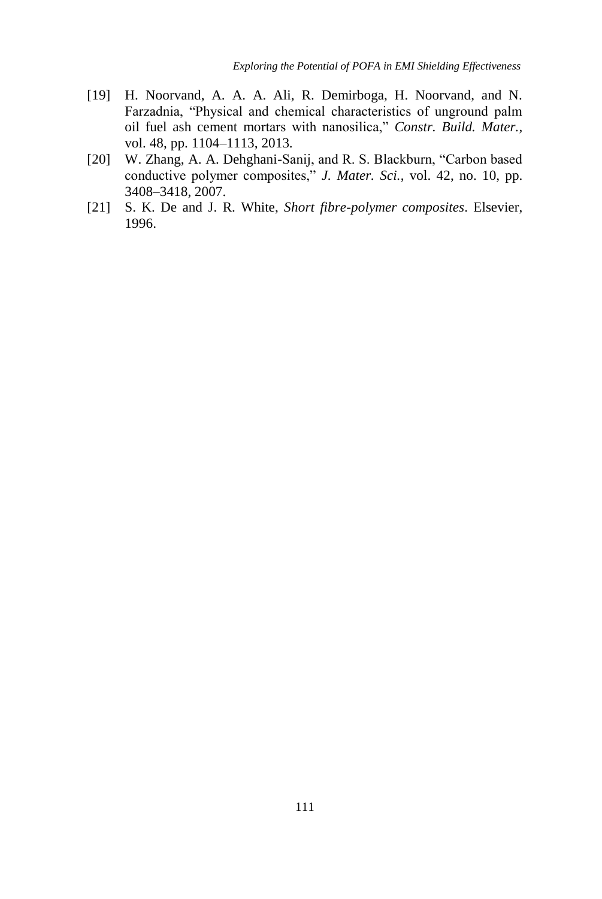[19] H. Noorvand, A. A. A. Ali, R. Demirboga, H. Noorvand, and N. Farzadnia, "Physical and chemical characteristics of unground palm oil fuel ash cement mortars with nanosilica," *Constr. Build. Mater.*, vol. 48, pp. 1104–1113, 2013.

[20] W. Zhang, A. A. Dehghani-Sanij, and R. S. Blackburn, "Carbon based conductive polymer composites," *J. Mater. Sci.*, vol. 42, no. 10, pp. 3408–3418, 2007.

[21] S. K. De and J. R. White, *Short fibre-polymer composites*. Elsevier, 1996.